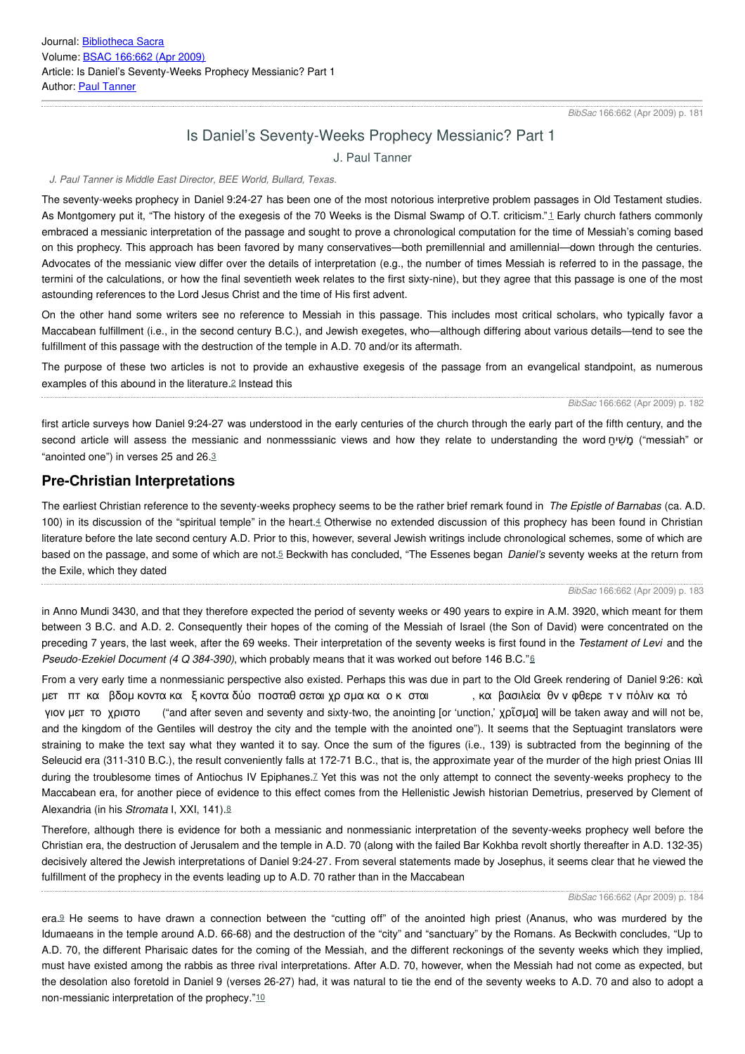Journal: Bibliotheca Sacra
Volume: BSAC 166:662 (Apr 2009)
Article: Is Daniel's Seventy-Weeks Prophecy Messianic? Part 1
Author: Paul Tanner

# Is Daniel's Seventy-Weeks Prophecy Messianic? Part 1

J. Paul Tanner

*J. Paul Tanner is Middle East Director, BEE World, Bullard, Texas.*

The seventy-weeks prophecy in Daniel 9:24-27 has been one of the most notorious interpretive problem passages in Old Testament studies. As Montgomery put it, "The history of the exegesis of the 70 Weeks is the Dismal Swamp of O.T. criticism."[1] Early church fathers commonly embraced a messianic interpretation of the passage and sought to prove a chronological computation for the time of Messiah's coming based on this prophecy. This approach has been favored by many conservatives—both premillennial and amillennial—down through the centuries. Advocates of the messianic view differ over the details of interpretation (e.g., the number of times Messiah is referred to in the passage, the termini of the calculations, or how the final seventieth week relates to the first sixty-nine), but they agree that this passage is one of the most astounding references to the Lord Jesus Christ and the time of His first advent.

On the other hand some writers see no reference to Messiah in this passage. This includes most critical scholars, who typically favor a Maccabean fulfillment (i.e., in the second century B.C.), and Jewish exegetes, who—although differing about various details—tend to see the fulfillment of this passage with the destruction of the temple in A.D. 70 and/or its aftermath.

The purpose of these two articles is not to provide an exhaustive exegesis of the passage from an evangelical standpoint, as numerous examples of this abound in the literature.[2] Instead this first article surveys how Daniel 9:24-27 was understood in the early centuries of the church through the early part of the fifth century, and the second article will assess the messianic and nonmesssianic views and how they relate to understanding the word מָשִׁיחַ ("messiah" or "anointed one") in verses 25 and 26.[3]

## Pre-Christian Interpretations

The earliest Christian reference to the seventy-weeks prophecy seems to be the rather brief remark found in *The Epistle of Barnabas* (ca. A.D. 100) in its discussion of the "spiritual temple" in the heart.[4] Otherwise no extended discussion of this prophecy has been found in Christian literature before the late second century A.D. Prior to this, however, several Jewish writings include chronological schemes, some of which are based on the passage, and some of which are not.[5] Beckwith has concluded, "The Essenes began *Daniel's* seventy weeks at the return from the Exile, which they dated in Anno Mundi 3430, and that they therefore expected the period of seventy weeks or 490 years to expire in A.M. 3920, which meant for them between 3 B.C. and A.D. 2. Consequently their hopes of the coming of the Messiah of Israel (the Son of David) were concentrated on the preceding 7 years, the last week, after the 69 weeks. Their interpretation of the seventy weeks is first found in the *Testament of Levi* and the *Pseudo-Ezekiel Document (4 Q 384-390)*, which probably means that it was worked out before 146 B.C."[6]

From a very early time a nonmessianic perspective also existed. Perhaps this was due in part to the Old Greek rendering of Daniel 9:26: καὶ μετ πτ κα βδομ κοντα κα ξ κοντα δύο ποσταθ σεται χρ σμα κα ο κ σται , κα βασιλεία θν ν φθερε τ ν πόλιν κα τό γιον μετ το χριστο ("and after seven and seventy and sixty-two, the anointing [or 'unction,' χρῖσμα] will be taken away and will not be, and the kingdom of the Gentiles will destroy the city and the temple with the anointed one"). It seems that the Septuagint translators were straining to make the text say what they wanted it to say. Once the sum of the figures (i.e., 139) is subtracted from the beginning of the Seleucid era (311-310 B.C.), the result conveniently falls at 172-71 B.C., that is, the approximate year of the murder of the high priest Onias III during the troublesome times of Antiochus IV Epiphanes.[7] Yet this was not the only attempt to connect the seventy-weeks prophecy to the Maccabean era, for another piece of evidence to this effect comes from the Hellenistic Jewish historian Demetrius, preserved by Clement of Alexandria (in his *Stromata* I, XXI, 141).[8]

Therefore, although there is evidence for both a messianic and nonmessianic interpretation of the seventy-weeks prophecy well before the Christian era, the destruction of Jerusalem and the temple in A.D. 70 (along with the failed Bar Kokhba revolt shortly thereafter in A.D. 132-35) decisively altered the Jewish interpretations of Daniel 9:24-27. From several statements made by Josephus, it seems clear that he viewed the fulfillment of the prophecy in the events leading up to A.D. 70 rather than in the Maccabean era.[9] He seems to have drawn a connection between the "cutting off" of the anointed high priest (Ananus, who was murdered by the Idumaeans in the temple around A.D. 66-68) and the destruction of the "city" and "sanctuary" by the Romans. As Beckwith concludes, "Up to A.D. 70, the different Pharisaic dates for the coming of the Messiah, and the different reckonings of the seventy weeks which they implied, must have existed among the rabbis as three rival interpretations. After A.D. 70, however, when the Messiah had not come as expected, but the desolation also foretold in Daniel 9 (verses 26-27) had, it was natural to tie the end of the seventy weeks to A.D. 70 and also to adopt a non-messianic interpretation of the prophecy."[10]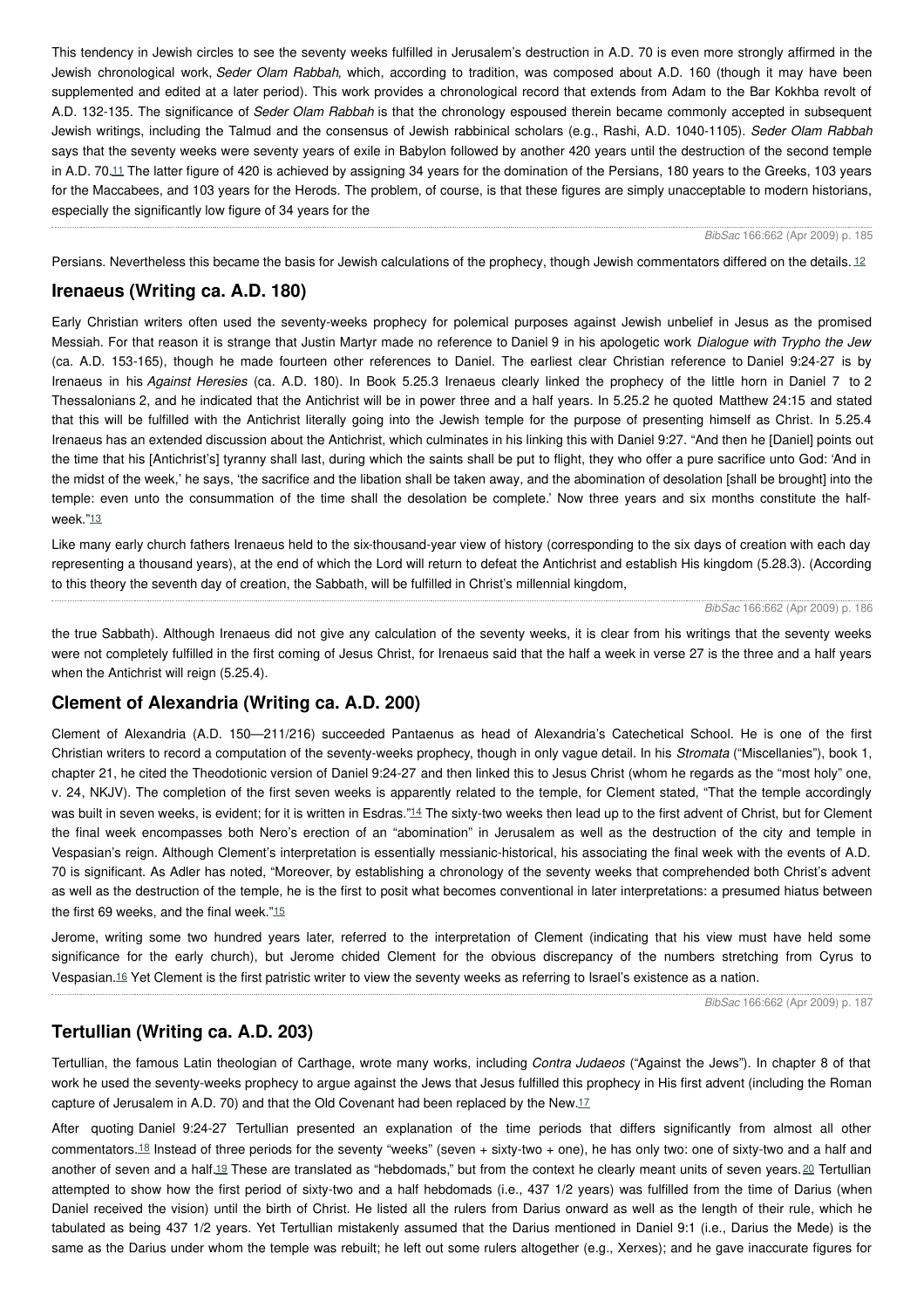This tendency in Jewish circles to see the seventy weeks fulfilled in Jerusalem's destruction in A.D. 70 is even more strongly affirmed in the Jewish chronological work, *Seder Olam Rabbah*, which, according to tradition, was composed about A.D. 160 (though it may have been supplemented and edited at a later period). This work provides a chronological record that extends from Adam to the Bar Kokhba revolt of A.D. 132-135. The significance of *Seder Olam Rabbah* is that the chronology espoused therein became commonly accepted in subsequent Jewish writings, including the Talmud and the consensus of Jewish rabbinical scholars (e.g., Rashi, A.D. 1040-1105). *Seder Olam Rabbah* says that the seventy weeks were seventy years of exile in Babylon followed by another 420 years until the destruction of the second temple in A.D. 70.[11] The latter figure of 420 is achieved by assigning 34 years for the domination of the Persians, 180 years to the Greeks, 103 years for the Maccabees, and 103 years for the Herods. The problem, of course, is that these figures are simply unacceptable to modern historians, especially the significantly low figure of 34 years for the Persians. Nevertheless this became the basis for Jewish calculations of the prophecy, though Jewish commentators differed on the details.[12]

## Irenaeus (Writing ca. A.D. 180)

Early Christian writers often used the seventy-weeks prophecy for polemical purposes against Jewish unbelief in Jesus as the promised Messiah. For that reason it is strange that Justin Martyr made no reference to Daniel 9 in his apologetic work *Dialogue with Trypho the Jew* (ca. A.D. 153-165), though he made fourteen other references to Daniel. The earliest clear Christian reference to Daniel 9:24-27 is by Irenaeus in his *Against Heresies* (ca. A.D. 180). In Book 5.25.3 Irenaeus clearly linked the prophecy of the little horn in Daniel 7 to 2 Thessalonians 2, and he indicated that the Antichrist will be in power three and a half years. In 5.25.2 he quoted Matthew 24:15 and stated that this will be fulfilled with the Antichrist literally going into the Jewish temple for the purpose of presenting himself as Christ. In 5.25.4 Irenaeus has an extended discussion about the Antichrist, which culminates in his linking this with Daniel 9:27. "And then he [Daniel] points out the time that his [Antichrist's] tyranny shall last, during which the saints shall be put to flight, they who offer a pure sacrifice unto God: 'And in the midst of the week,' he says, 'the sacrifice and the libation shall be taken away, and the abomination of desolation [shall be brought] into the temple: even unto the consummation of the time shall the desolation be complete.' Now three years and six months constitute the half-week."[13]

Like many early church fathers Irenaeus held to the six-thousand-year view of history (corresponding to the six days of creation with each day representing a thousand years), at the end of which the Lord will return to defeat the Antichrist and establish His kingdom (5.28.3). (According to this theory the seventh day of creation, the Sabbath, will be fulfilled in Christ's millennial kingdom, the true Sabbath). Although Irenaeus did not give any calculation of the seventy weeks, it is clear from his writings that the seventy weeks were not completely fulfilled in the first coming of Jesus Christ, for Irenaeus said that the half a week in verse 27 is the three and a half years when the Antichrist will reign (5.25.4).

## Clement of Alexandria (Writing ca. A.D. 200)

Clement of Alexandria (A.D. 150—211/216) succeeded Pantaenus as head of Alexandria's Catechetical School. He is one of the first Christian writers to record a computation of the seventy-weeks prophecy, though in only vague detail. In his *Stromata* ("Miscellanies"), book 1, chapter 21, he cited the Theodotionic version of Daniel 9:24-27 and then linked this to Jesus Christ (whom he regards as the "most holy" one, v. 24, NKJV). The completion of the first seven weeks is apparently related to the temple, for Clement stated, "That the temple accordingly was built in seven weeks, is evident; for it is written in Esdras."[14] The sixty-two weeks then lead up to the first advent of Christ, but for Clement the final week encompasses both Nero's erection of an "abomination" in Jerusalem as well as the destruction of the city and temple in Vespasian's reign. Although Clement's interpretation is essentially messianic-historical, his associating the final week with the events of A.D. 70 is significant. As Adler has noted, "Moreover, by establishing a chronology of the seventy weeks that comprehended both Christ's advent as well as the destruction of the temple, he is the first to posit what becomes conventional in later interpretations: a presumed hiatus between the first 69 weeks, and the final week."[15]

Jerome, writing some two hundred years later, referred to the interpretation of Clement (indicating that his view must have held some significance for the early church), but Jerome chided Clement for the obvious discrepancy of the numbers stretching from Cyrus to Vespasian.[16] Yet Clement is the first patristic writer to view the seventy weeks as referring to Israel's existence as a nation.

## Tertullian (Writing ca. A.D. 203)

Tertullian, the famous Latin theologian of Carthage, wrote many works, including *Contra Judaeos* ("Against the Jews"). In chapter 8 of that work he used the seventy-weeks prophecy to argue against the Jews that Jesus fulfilled this prophecy in His first advent (including the Roman capture of Jerusalem in A.D. 70) and that the Old Covenant had been replaced by the New.[17]

After quoting Daniel 9:24-27 Tertullian presented an explanation of the time periods that differs significantly from almost all other commentators.[18] Instead of three periods for the seventy "weeks" (seven + sixty-two + one), he has only two: one of sixty-two and a half and another of seven and a half.[19] These are translated as "hebdomads," but from the context he clearly meant units of seven years.[20] Tertullian attempted to show how the first period of sixty-two and a half hebdomads (i.e., 437 1/2 years) was fulfilled from the time of Darius (when Daniel received the vision) until the birth of Christ. He listed all the rulers from Darius onward as well as the length of their rule, which he tabulated as being 437 1/2 years. Yet Tertullian mistakenly assumed that the Darius mentioned in Daniel 9:1 (i.e., Darius the Mede) is the same as the Darius under whom the temple was rebuilt; he left out some rulers altogether (e.g., Xerxes); and he gave inaccurate figures for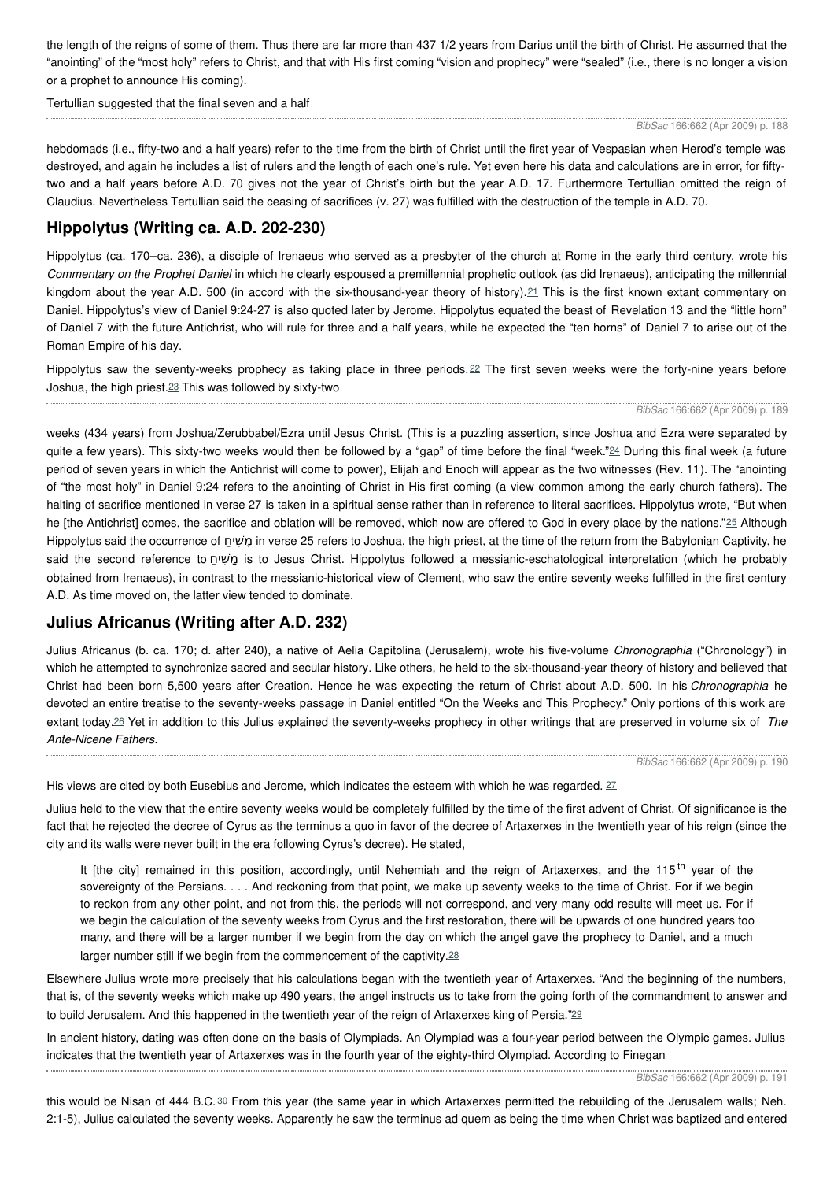the length of the reigns of some of them. Thus there are far more than 437 1/2 years from Darius until the birth of Christ. He assumed that the "anointing" of the "most holy" refers to Christ, and that with His first coming "vision and prophecy" were "sealed" (i.e., there is no longer a vision or a prophet to announce His coming).

Tertullian suggested that the final seven and a half hebdomads (i.e., fifty-two and a half years) refer to the time from the birth of Christ until the first year of Vespasian when Herod's temple was destroyed, and again he includes a list of rulers and the length of each one's rule. Yet even here his data and calculations are in error, for fifty-two and a half years before A.D. 70 gives not the year of Christ's birth but the year A.D. 17. Furthermore Tertullian omitted the reign of Claudius. Nevertheless Tertullian said the ceasing of sacrifices (v. 27) was fulfilled with the destruction of the temple in A.D. 70.

## Hippolytus (Writing ca. A.D. 202-230)

Hippolytus (ca. 170–ca. 236), a disciple of Irenaeus who served as a presbyter of the church at Rome in the early third century, wrote his *Commentary on the Prophet Daniel* in which he clearly espoused a premillennial prophetic outlook (as did Irenaeus), anticipating the millennial kingdom about the year A.D. 500 (in accord with the six-thousand-year theory of history).[21] This is the first known extant commentary on Daniel. Hippolytus's view of Daniel 9:24-27 is also quoted later by Jerome. Hippolytus equated the beast of Revelation 13 and the "little horn" of Daniel 7 with the future Antichrist, who will rule for three and a half years, while he expected the "ten horns" of Daniel 7 to arise out of the Roman Empire of his day.

Hippolytus saw the seventy-weeks prophecy as taking place in three periods.[22] The first seven weeks were the forty-nine years before Joshua, the high priest.[23] This was followed by sixty-two weeks (434 years) from Joshua/Zerubbabel/Ezra until Jesus Christ. (This is a puzzling assertion, since Joshua and Ezra were separated by quite a few years). This sixty-two weeks would then be followed by a "gap" of time before the final "week."[24] During this final week (a future period of seven years in which the Antichrist will come to power), Elijah and Enoch will appear as the two witnesses (Rev. 11). The "anointing of "the most holy" in Daniel 9:24 refers to the anointing of Christ in His first coming (a view common among the early church fathers). The halting of sacrifice mentioned in verse 27 is taken in a spiritual sense rather than in reference to literal sacrifices. Hippolytus wrote, "But when he [the Antichrist] comes, the sacrifice and oblation will be removed, which now are offered to God in every place by the nations."[25] Although Hippolytus said the occurrence of מָשִׁיחַ in verse 25 refers to Joshua, the high priest, at the time of the return from the Babylonian Captivity, he said the second reference to מָשִׁיחַ is to Jesus Christ. Hippolytus followed a messianic-eschatological interpretation (which he probably obtained from Irenaeus), in contrast to the messianic-historical view of Clement, who saw the entire seventy weeks fulfilled in the first century A.D. As time moved on, the latter view tended to dominate.

## Julius Africanus (Writing after A.D. 232)

Julius Africanus (b. ca. 170; d. after 240), a native of Aelia Capitolina (Jerusalem), wrote his five-volume *Chronographia* ("Chronology") in which he attempted to synchronize sacred and secular history. Like others, he held to the six-thousand-year theory of history and believed that Christ had been born 5,500 years after Creation. Hence he was expecting the return of Christ about A.D. 500. In his *Chronographia* he devoted an entire treatise to the seventy-weeks passage in Daniel entitled "On the Weeks and This Prophecy." Only portions of this work are extant today.[26] Yet in addition to this Julius explained the seventy-weeks prophecy in other writings that are preserved in volume six of *The Ante-Nicene Fathers.* His views are cited by both Eusebius and Jerome, which indicates the esteem with which he was regarded.[27]

Julius held to the view that the entire seventy weeks would be completely fulfilled by the time of the first advent of Christ. Of significance is the fact that he rejected the decree of Cyrus as the terminus a quo in favor of the decree of Artaxerxes in the twentieth year of his reign (since the city and its walls were never built in the era following Cyrus's decree). He stated,

> It [the city] remained in this position, accordingly, until Nehemiah and the reign of Artaxerxes, and the 115th year of the sovereignty of the Persians. . . . And reckoning from that point, we make up seventy weeks to the time of Christ. For if we begin to reckon from any other point, and not from this, the periods will not correspond, and very many odd results will meet us. For if we begin the calculation of the seventy weeks from Cyrus and the first restoration, there will be upwards of one hundred years too many, and there will be a larger number if we begin from the day on which the angel gave the prophecy to Daniel, and a much larger number still if we begin from the commencement of the captivity.[28]

Elsewhere Julius wrote more precisely that his calculations began with the twentieth year of Artaxerxes. "And the beginning of the numbers, that is, of the seventy weeks which make up 490 years, the angel instructs us to take from the going forth of the commandment to answer and to build Jerusalem. And this happened in the twentieth year of the reign of Artaxerxes king of Persia."[29]

In ancient history, dating was often done on the basis of Olympiads. An Olympiad was a four-year period between the Olympic games. Julius indicates that the twentieth year of Artaxerxes was in the fourth year of the eighty-third Olympiad. According to Finegan this would be Nisan of 444 B.C.[30] From this year (the same year in which Artaxerxes permitted the rebuilding of the Jerusalem walls; Neh. 2:1-5), Julius calculated the seventy weeks. Apparently he saw the terminus ad quem as being the time when Christ was baptized and entered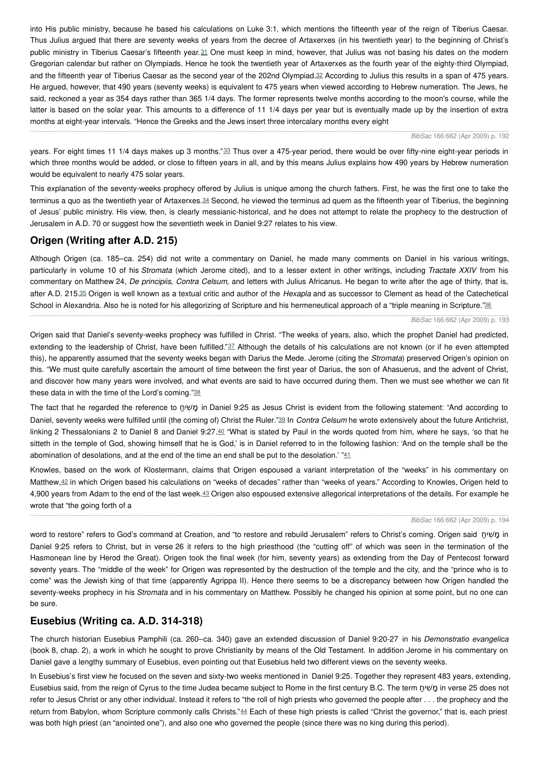into His public ministry, because he based his calculations on Luke 3:1, which mentions the fifteenth year of the reign of Tiberius Caesar. Thus Julius argued that there are seventy weeks of years from the decree of Artaxerxes (in his twentieth year) to the beginning of Christ's public ministry in Tiberius Caesar's fifteenth year.[31] One must keep in mind, however, that Julius was not basing his dates on the modern Gregorian calendar but rather on Olympiads. Hence he took the twentieth year of Artaxerxes as the fourth year of the eighty-third Olympiad, and the fifteenth year of Tiberius Caesar as the second year of the 202nd Olympiad.[32] According to Julius this results in a span of 475 years. He argued, however, that 490 years (seventy weeks) is equivalent to 475 years when viewed according to Hebrew numeration. The Jews, he said, reckoned a year as 354 days rather than 365 1/4 days. The former represents twelve months according to the moon's course, while the latter is based on the solar year. This amounts to a difference of 11 1/4 days per year but is eventually made up by the insertion of extra months at eight-year intervals. "Hence the Greeks and the Jews insert three intercalary months every eight years. For eight times 11 1/4 days makes up 3 months."[33] Thus over a 475-year period, there would be over fifty-nine eight-year periods in which three months would be added, or close to fifteen years in all, and by this means Julius explains how 490 years by Hebrew numeration would be equivalent to nearly 475 solar years.

This explanation of the seventy-weeks prophecy offered by Julius is unique among the church fathers. First, he was the first one to take the terminus a quo as the twentieth year of Artaxerxes.[34] Second, he viewed the terminus ad quem as the fifteenth year of Tiberius, the beginning of Jesus' public ministry. His view, then, is clearly messianic-historical, and he does not attempt to relate the prophecy to the destruction of Jerusalem in A.D. 70 or suggest how the seventieth week in Daniel 9:27 relates to his view.

## Origen (Writing after A.D. 215)

Although Origen (ca. 185–ca. 254) did not write a commentary on Daniel, he made many comments on Daniel in his various writings, particularly in volume 10 of his *Stromata* (which Jerome cited), and to a lesser extent in other writings, including *Tractate XXIV* from his commentary on Matthew 24, *De principiis*, *Contra Celsum*, and letters with Julius Africanus. He began to write after the age of thirty, that is, after A.D. 215.[35] Origen is well known as a textual critic and author of the *Hexapla* and as successor to Clement as head of the Catechetical School in Alexandria. Also he is noted for his allegorizing of Scripture and his hermeneutical approach of a "triple meaning in Scripture."[36]

Origen said that Daniel's seventy-weeks prophecy was fulfilled in Christ. "The weeks of years, also, which the prophet Daniel had predicted, extending to the leadership of Christ, have been fulfilled."[37] Although the details of his calculations are not known (or if he even attempted this), he apparently assumed that the seventy weeks began with Darius the Mede. Jerome (citing the *Stromata*) preserved Origen's opinion on this. "We must quite carefully ascertain the amount of time between the first year of Darius, the son of Ahasuerus, and the advent of Christ, and discover how many years were involved, and what events are said to have occurred during them. Then we must see whether we can fit these data in with the time of the Lord's coming."[38]

The fact that he regarded the reference to מָשִׁיחַ in Daniel 9:25 as Jesus Christ is evident from the following statement: "And according to Daniel, seventy weeks were fulfilled until (the coming of) Christ the Ruler."[39] In *Contra Celsum* he wrote extensively about the future Antichrist, linking 2 Thessalonians 2 to Daniel 8 and Daniel 9:27.[40] "What is stated by Paul in the words quoted from him, where he says, 'so that he sitteth in the temple of God, showing himself that he is God,' is in Daniel referred to in the following fashion: 'And on the temple shall be the abomination of desolations, and at the end of the time an end shall be put to the desolation.' "[41]

Knowles, based on the work of Klostermann, claims that Origen espoused a variant interpretation of the "weeks" in his commentary on Matthew,[42] in which Origen based his calculations on "weeks of decades" rather than "weeks of years." According to Knowles, Origen held to 4,900 years from Adam to the end of the last week.[43] Origen also espoused extensive allegorical interpretations of the details. For example he wrote that "the going forth of a word to restore" refers to God's command at Creation, and "to restore and rebuild Jerusalem" refers to Christ's coming. Origen said מָשִׁיחַ in Daniel 9:25 refers to Christ, but in verse 26 it refers to the high priesthood (the "cutting off" of which was seen in the termination of the Hasmonean line by Herod the Great). Origen took the final week (for him, seventy years) as extending from the Day of Pentecost forward seventy years. The "middle of the week" for Origen was represented by the destruction of the temple and the city, and the "prince who is to come" was the Jewish king of that time (apparently Agrippa II). Hence there seems to be a discrepancy between how Origen handled the seventy-weeks prophecy in his *Stromata* and in his commentary on Matthew. Possibly he changed his opinion at some point, but no one can be sure.

## Eusebius (Writing ca. A.D. 314-318)

The church historian Eusebius Pamphili (ca. 260–ca. 340) gave an extended discussion of Daniel 9:20-27 in his *Demonstratio evangelica* (book 8, chap. 2), a work in which he sought to prove Christianity by means of the Old Testament. In addition Jerome in his commentary on Daniel gave a lengthy summary of Eusebius, even pointing out that Eusebius held two different views on the seventy weeks.

In Eusebius's first view he focused on the seven and sixty-two weeks mentioned in Daniel 9:25. Together they represent 483 years, extending, Eusebius said, from the reign of Cyrus to the time Judea became subject to Rome in the first century B.C. The term מָשִׁיחַ in verse 25 does not refer to Jesus Christ or any other individual. Instead it refers to "the roll of high priests who governed the people after . . . the prophecy and the return from Babylon, whom Scripture commonly calls Christs."[44] Each of these high priests is called "Christ the governor," that is, each priest was both high priest (an "anointed one"), and also one who governed the people (since there was no king during this period).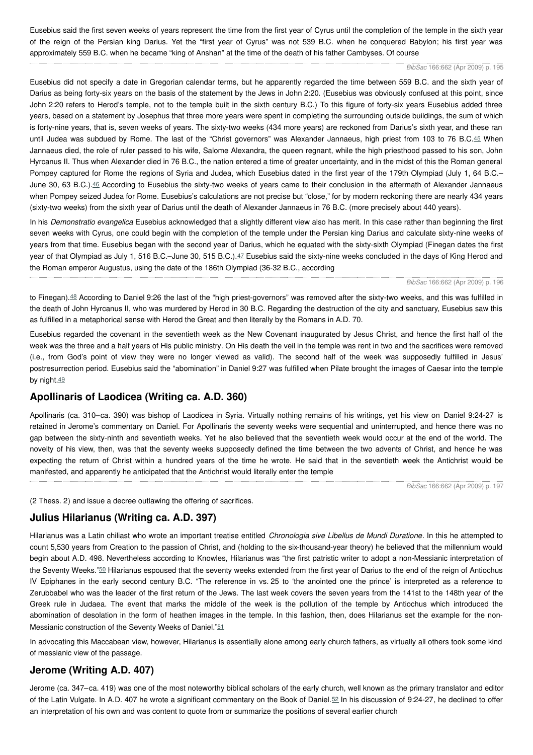Eusebius said the first seven weeks of years represent the time from the first year of Cyrus until the completion of the temple in the sixth year of the reign of the Persian king Darius. Yet the "first year of Cyrus" was not 539 B.C. when he conquered Babylon; his first year was approximately 559 B.C. when he became "king of Anshan" at the time of the death of his father Cambyses. Of course

Eusebius did not specify a date in Gregorian calendar terms, but he apparently regarded the time between 559 B.C. and the sixth year of Darius as being forty-six years on the basis of the statement by the Jews in John 2:20. (Eusebius was obviously confused at this point, since John 2:20 refers to Herod's temple, not to the temple built in the sixth century B.C.) To this figure of forty-six years Eusebius added three years, based on a statement by Josephus that three more years were spent in completing the surrounding outside buildings, the sum of which is forty-nine years, that is, seven weeks of years. The sixty-two weeks (434 more years) are reckoned from Darius's sixth year, and these ran until Judea was subdued by Rome. The last of the "Christ governors" was Alexander Jannaeus, high priest from 103 to 76 B.C.[45] When Jannaeus died, the role of ruler passed to his wife, Salome Alexandra, the queen regnant, while the high priesthood passed to his son, John Hyrcanus II. Thus when Alexander died in 76 B.C., the nation entered a time of greater uncertainty, and in the midst of this the Roman general Pompey captured for Rome the regions of Syria and Judea, which Eusebius dated in the first year of the 179th Olympiad (July 1, 64 B.C.–June 30, 63 B.C.).[46] According to Eusebius the sixty-two weeks of years came to their conclusion in the aftermath of Alexander Jannaeus when Pompey seized Judea for Rome. Eusebius's calculations are not precise but "close," for by modern reckoning there are nearly 434 years (sixty-two weeks) from the sixth year of Darius until the death of Alexander Jannaeus in 76 B.C. (more precisely about 440 years).

In his *Demonstratio evangelica* Eusebius acknowledged that a slightly different view also has merit. In this case rather than beginning the first seven weeks with Cyrus, one could begin with the completion of the temple under the Persian king Darius and calculate sixty-nine weeks of years from that time. Eusebius began with the second year of Darius, which he equated with the sixty-sixth Olympiad (Finegan dates the first year of that Olympiad as July 1, 516 B.C.–June 30, 515 B.C.).[47] Eusebius said the sixty-nine weeks concluded in the days of King Herod and the Roman emperor Augustus, using the date of the 186th Olympiad (36-32 B.C., according to Finegan).[48] According to Daniel 9:26 the last of the "high priest-governors" was removed after the sixty-two weeks, and this was fulfilled in the death of John Hyrcanus II, who was murdered by Herod in 30 B.C. Regarding the destruction of the city and sanctuary, Eusebius saw this as fulfilled in a metaphorical sense with Herod the Great and then literally by the Romans in A.D. 70.

Eusebius regarded the covenant in the seventieth week as the New Covenant inaugurated by Jesus Christ, and hence the first half of the week was the three and a half years of His public ministry. On His death the veil in the temple was rent in two and the sacrifices were removed (i.e., from God's point of view they were no longer viewed as valid). The second half of the week was supposedly fulfilled in Jesus' postresurrection period. Eusebius said the "abomination" in Daniel 9:27 was fulfilled when Pilate brought the images of Caesar into the temple by night.[49]

## Apollinaris of Laodicea (Writing ca. A.D. 360)

Apollinaris (ca. 310–ca. 390) was bishop of Laodicea in Syria. Virtually nothing remains of his writings, yet his view on Daniel 9:24-27 is retained in Jerome's commentary on Daniel. For Apollinaris the seventy weeks were sequential and uninterrupted, and hence there was no gap between the sixty-ninth and seventieth weeks. Yet he also believed that the seventieth week would occur at the end of the world. The novelty of his view, then, was that the seventy weeks supposedly defined the time between the two advents of Christ, and hence he was expecting the return of Christ within a hundred years of the time he wrote. He said that in the seventieth week the Antichrist would be manifested, and apparently he anticipated that the Antichrist would literally enter the temple (2 Thess. 2) and issue a decree outlawing the offering of sacrifices.

## Julius Hilarianus (Writing ca. A.D. 397)

Hilarianus was a Latin chiliast who wrote an important treatise entitled *Chronologia sive Libellus de Mundi Duratione*. In this he attempted to count 5,530 years from Creation to the passion of Christ, and (holding to the six-thousand-year theory) he believed that the millennium would begin about A.D. 498. Nevertheless according to Knowles, Hilarianus was "the first patristic writer to adopt a non-Messianic interpretation of the Seventy Weeks."[50] Hilarianus espoused that the seventy weeks extended from the first year of Darius to the end of the reign of Antiochus IV Epiphanes in the early second century B.C. "The reference in vs. 25 to 'the anointed one the prince' is interpreted as a reference to Zerubbabel who was the leader of the first return of the Jews. The last week covers the seven years from the 141st to the 148th year of the Greek rule in Judaea. The event that marks the middle of the week is the pollution of the temple by Antiochus which introduced the abomination of desolation in the form of heathen images in the temple. In this fashion, then, does Hilarianus set the example for the non-Messianic construction of the Seventy Weeks of Daniel."[51]

In advocating this Maccabean view, however, Hilarianus is essentially alone among early church fathers, as virtually all others took some kind of messianic view of the passage.

## Jerome (Writing A.D. 407)

Jerome (ca. 347–ca. 419) was one of the most noteworthy biblical scholars of the early church, well known as the primary translator and editor of the Latin Vulgate. In A.D. 407 he wrote a significant commentary on the Book of Daniel.[52] In his discussion of 9:24-27, he declined to offer an interpretation of his own and was content to quote from or summarize the positions of several earlier church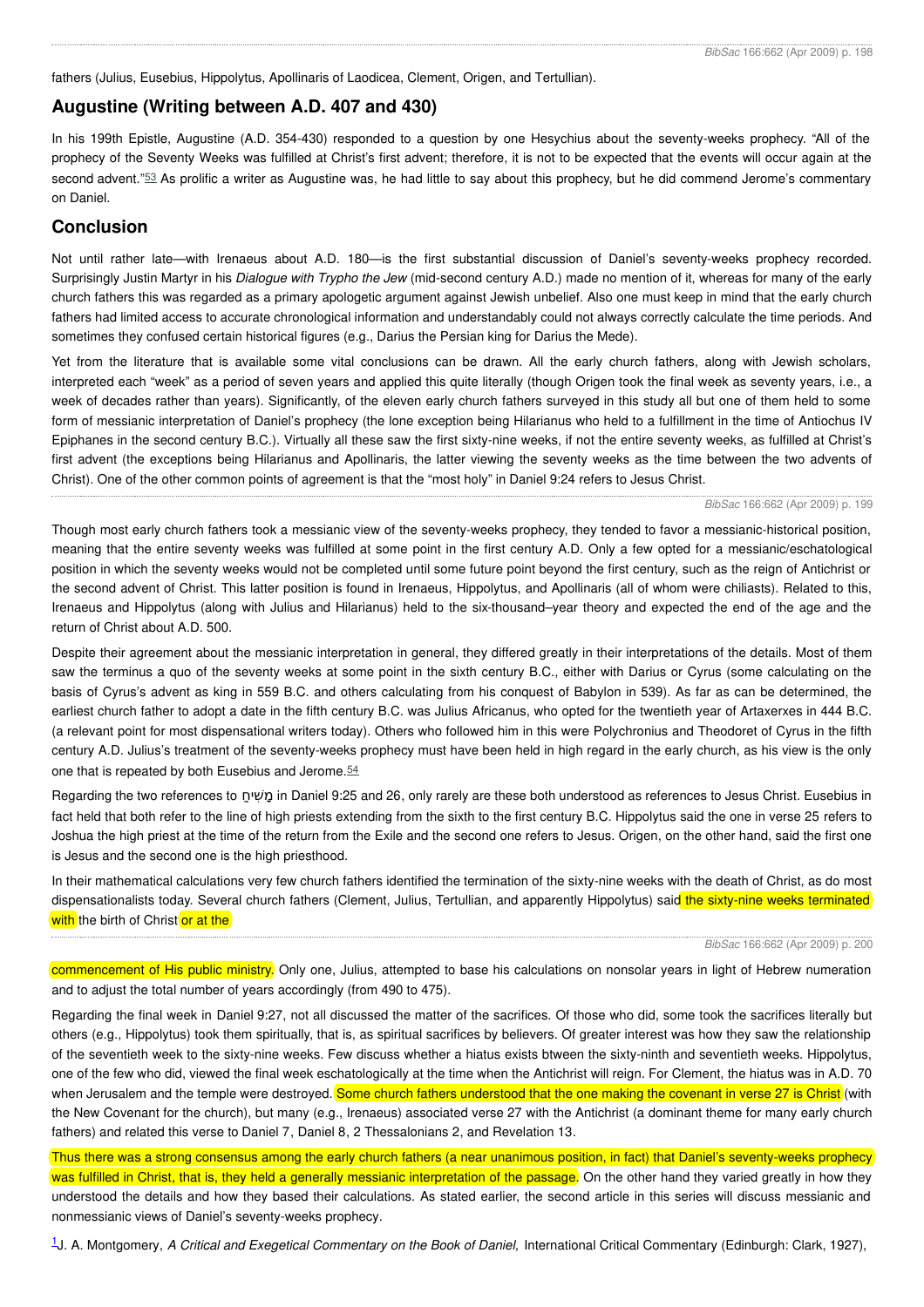fathers (Julius, Eusebius, Hippolytus, Apollinaris of Laodicea, Clement, Origen, and Tertullian).

## Augustine (Writing between A.D. 407 and 430)

In his 199th Epistle, Augustine (A.D. 354-430) responded to a question by one Hesychius about the seventy-weeks prophecy. "All of the prophecy of the Seventy Weeks was fulfilled at Christ's first advent; therefore, it is not to be expected that the events will occur again at the second advent."[53] As prolific a writer as Augustine was, he had little to say about this prophecy, but he did commend Jerome's commentary on Daniel.

## Conclusion

Not until rather late—with Irenaeus about A.D. 180—is the first substantial discussion of Daniel's seventy-weeks prophecy recorded. Surprisingly Justin Martyr in his *Dialogue with Trypho the Jew* (mid-second century A.D.) made no mention of it, whereas for many of the early church fathers this was regarded as a primary apologetic argument against Jewish unbelief. Also one must keep in mind that the early church fathers had limited access to accurate chronological information and understandably could not always correctly calculate the time periods. And sometimes they confused certain historical figures (e.g., Darius the Persian king for Darius the Mede).

Yet from the literature that is available some vital conclusions can be drawn. All the early church fathers, along with Jewish scholars, interpreted each "week" as a period of seven years and applied this quite literally (though Origen took the final week as seventy years, i.e., a week of decades rather than years). Significantly, of the eleven early church fathers surveyed in this study all but one of them held to some form of messianic interpretation of Daniel's prophecy (the lone exception being Hilarianus who held to a fulfillment in the time of Antiochus IV Epiphanes in the second century B.C.). Virtually all these saw the first sixty-nine weeks, if not the entire seventy weeks, as fulfilled at Christ's first advent (the exceptions being Hilarianus and Apollinaris, the latter viewing the seventy weeks as the time between the two advents of Christ). One of the other common points of agreement is that the "most holy" in Daniel 9:24 refers to Jesus Christ.

Though most early church fathers took a messianic view of the seventy-weeks prophecy, they tended to favor a messianic-historical position, meaning that the entire seventy weeks was fulfilled at some point in the first century A.D. Only a few opted for a messianic/eschatological position in which the seventy weeks would not be completed until some future point beyond the first century, such as the reign of Antichrist or the second advent of Christ. This latter position is found in Irenaeus, Hippolytus, and Apollinaris (all of whom were chiliasts). Related to this, Irenaeus and Hippolytus (along with Julius and Hilarianus) held to the six-thousand–year theory and expected the end of the age and the return of Christ about A.D. 500.

Despite their agreement about the messianic interpretation in general, they differed greatly in their interpretations of the details. Most of them saw the terminus a quo of the seventy weeks at some point in the sixth century B.C., either with Darius or Cyrus (some calculating on the basis of Cyrus's advent as king in 559 B.C. and others calculating from his conquest of Babylon in 539). As far as can be determined, the earliest church father to adopt a date in the fifth century B.C. was Julius Africanus, who opted for the twentieth year of Artaxerxes in 444 B.C. (a relevant point for most dispensational writers today). Others who followed him in this were Polychronius and Theodoret of Cyrus in the fifth century A.D. Julius's treatment of the seventy-weeks prophecy must have been held in high regard in the early church, as his view is the only one that is repeated by both Eusebius and Jerome.[54]

Regarding the two references to מָשִׁיחַ in Daniel 9:25 and 26, only rarely are these both understood as references to Jesus Christ. Eusebius in fact held that both refer to the line of high priests extending from the sixth to the first century B.C. Hippolytus said the one in verse 25 refers to Joshua the high priest at the time of the return from the Exile and the second one refers to Jesus. Origen, on the other hand, said the first one is Jesus and the second one is the high priesthood.

In their mathematical calculations very few church fathers identified the termination of the sixty-nine weeks with the death of Christ, as do most dispensationalists today. Several church fathers (Clement, Julius, Tertullian, and apparently Hippolytus) said the sixty-nine weeks terminated with the birth of Christ or at the commencement of His public ministry. Only one, Julius, attempted to base his calculations on nonsolar years in light of Hebrew numeration and to adjust the total number of years accordingly (from 490 to 475).

Regarding the final week in Daniel 9:27, not all discussed the matter of the sacrifices. Of those who did, some took the sacrifices literally but others (e.g., Hippolytus) took them spiritually, that is, as spiritual sacrifices by believers. Of greater interest was how they saw the relationship of the seventieth week to the sixty-nine weeks. Few discuss whether a hiatus exists btween the sixty-ninth and seventieth weeks. Hippolytus, one of the few who did, viewed the final week eschatologically at the time when the Antichrist will reign. For Clement, the hiatus was in A.D. 70 when Jerusalem and the temple were destroyed. Some church fathers understood that the one making the covenant in verse 27 is Christ (with the New Covenant for the church), but many (e.g., Irenaeus) associated verse 27 with the Antichrist (a dominant theme for many early church fathers) and related this verse to Daniel 7, Daniel 8, 2 Thessalonians 2, and Revelation 13.

Thus there was a strong consensus among the early church fathers (a near unanimous position, in fact) that Daniel's seventy-weeks prophecy was fulfilled in Christ, that is, they held a generally messianic interpretation of the passage. On the other hand they varied greatly in how they understood the details and how they based their calculations. As stated earlier, the second article in this series will discuss messianic and nonmessianic views of Daniel's seventy-weeks prophecy.

[1] J. A. Montgomery, *A Critical and Exegetical Commentary on the Book of Daniel,* International Critical Commentary (Edinburgh: Clark, 1927),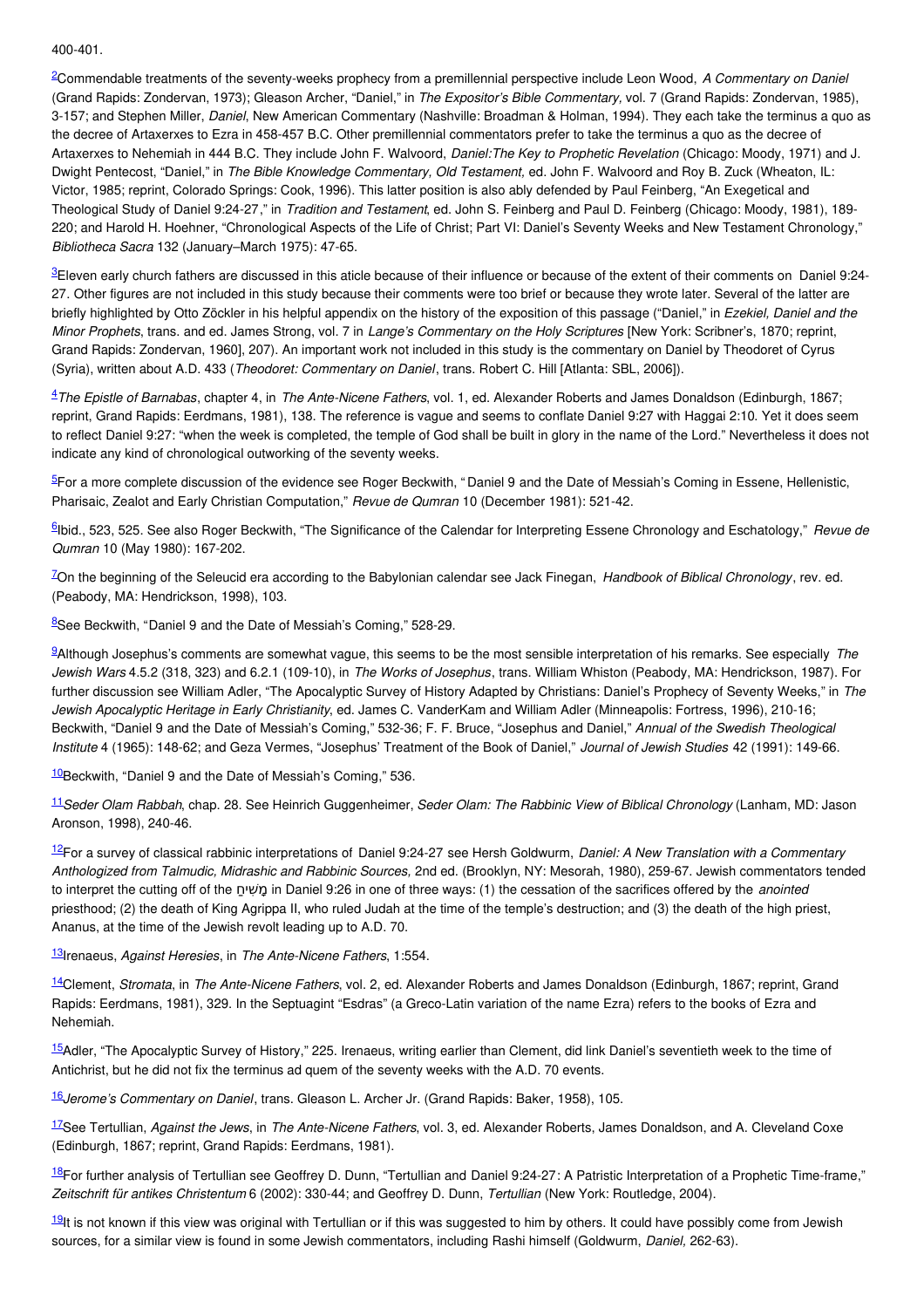400-401.

[2]Commendable treatments of the seventy-weeks prophecy from a premillennial perspective include Leon Wood, *A Commentary on Daniel* (Grand Rapids: Zondervan, 1973); Gleason Archer, "Daniel," in *The Expositor's Bible Commentary,* vol. 7 (Grand Rapids: Zondervan, 1985), 3-157; and Stephen Miller, *Daniel*, New American Commentary (Nashville: Broadman & Holman, 1994). They each take the terminus a quo as the decree of Artaxerxes to Ezra in 458-457 B.C. Other premillennial commentators prefer to take the terminus a quo as the decree of Artaxerxes to Nehemiah in 444 B.C. They include John F. Walvoord, *Daniel:The Key to Prophetic Revelation* (Chicago: Moody, 1971) and J. Dwight Pentecost, "Daniel," in *The Bible Knowledge Commentary, Old Testament,* ed. John F. Walvoord and Roy B. Zuck (Wheaton, IL: Victor, 1985; reprint, Colorado Springs: Cook, 1996). This latter position is also ably defended by Paul Feinberg, "An Exegetical and Theological Study of Daniel 9:24-27," in *Tradition and Testament*, ed. John S. Feinberg and Paul D. Feinberg (Chicago: Moody, 1981), 189-220; and Harold H. Hoehner, "Chronological Aspects of the Life of Christ; Part VI: Daniel's Seventy Weeks and New Testament Chronology," *Bibliotheca Sacra* 132 (January–March 1975): 47-65.

[3]Eleven early church fathers are discussed in this aticle because of their influence or because of the extent of their comments on Daniel 9:24-27. Other figures are not included in this study because their comments were too brief or because they wrote later. Several of the latter are briefly highlighted by Otto Zöckler in his helpful appendix on the history of the exposition of this passage ("Daniel," in *Ezekiel, Daniel and the Minor Prophets*, trans. and ed. James Strong, vol. 7 in *Lange's Commentary on the Holy Scriptures* [New York: Scribner's, 1870; reprint, Grand Rapids: Zondervan, 1960], 207). An important work not included in this study is the commentary on Daniel by Theodoret of Cyrus (Syria), written about A.D. 433 (*Theodoret: Commentary on Daniel*, trans. Robert C. Hill [Atlanta: SBL, 2006]).

[4]*The Epistle of Barnabas*, chapter 4, in *The Ante-Nicene Fathers*, vol. 1, ed. Alexander Roberts and James Donaldson (Edinburgh, 1867; reprint, Grand Rapids: Eerdmans, 1981), 138. The reference is vague and seems to conflate Daniel 9:27 with Haggai 2:10. Yet it does seem to reflect Daniel 9:27: "when the week is completed, the temple of God shall be built in glory in the name of the Lord." Nevertheless it does not indicate any kind of chronological outworking of the seventy weeks.

[5]For a more complete discussion of the evidence see Roger Beckwith, "Daniel 9 and the Date of Messiah's Coming in Essene, Hellenistic, Pharisaic, Zealot and Early Christian Computation," *Revue de Qumran* 10 (December 1981): 521-42.

[6]Ibid., 523, 525. See also Roger Beckwith, "The Significance of the Calendar for Interpreting Essene Chronology and Eschatology," *Revue de Qumran* 10 (May 1980): 167-202.

[7]On the beginning of the Seleucid era according to the Babylonian calendar see Jack Finegan, *Handbook of Biblical Chronology*, rev. ed. (Peabody, MA: Hendrickson, 1998), 103.

[8]See Beckwith, "Daniel 9 and the Date of Messiah's Coming," 528-29.

[9]Although Josephus's comments are somewhat vague, this seems to be the most sensible interpretation of his remarks. See especially *The Jewish Wars* 4.5.2 (318, 323) and 6.2.1 (109-10), in *The Works of Josephus*, trans. William Whiston (Peabody, MA: Hendrickson, 1987). For further discussion see William Adler, "The Apocalyptic Survey of History Adapted by Christians: Daniel's Prophecy of Seventy Weeks," in *The Jewish Apocalyptic Heritage in Early Christianity*, ed. James C. VanderKam and William Adler (Minneapolis: Fortress, 1996), 210-16; Beckwith, "Daniel 9 and the Date of Messiah's Coming," 532-36; F. F. Bruce, "Josephus and Daniel," *Annual of the Swedish Theological Institute* 4 (1965): 148-62; and Geza Vermes, "Josephus' Treatment of the Book of Daniel," *Journal of Jewish Studies* 42 (1991): 149-66.

[10]Beckwith, "Daniel 9 and the Date of Messiah's Coming," 536.

[11]*Seder Olam Rabbah*, chap. 28. See Heinrich Guggenheimer, *Seder Olam: The Rabbinic View of Biblical Chronology* (Lanham, MD: Jason Aronson, 1998), 240-46.

[12]For a survey of classical rabbinic interpretations of Daniel 9:24-27 see Hersh Goldwurm, *Daniel: A New Translation with a Commentary Anthologized from Talmudic, Midrashic and Rabbinic Sources,* 2nd ed. (Brooklyn, NY: Mesorah, 1980), 259-67. Jewish commentators tended to interpret the cutting off of the מָשִׁיחַ in Daniel 9:26 in one of three ways: (1) the cessation of the sacrifices offered by the *anointed* priesthood; (2) the death of King Agrippa II, who ruled Judah at the time of the temple's destruction; and (3) the death of the high priest, Ananus, at the time of the Jewish revolt leading up to A.D. 70.

[13]Irenaeus, *Against Heresies*, in *The Ante-Nicene Fathers*, 1:554.

[14]Clement, *Stromata*, in *The Ante-Nicene Fathers*, vol. 2, ed. Alexander Roberts and James Donaldson (Edinburgh, 1867; reprint, Grand Rapids: Eerdmans, 1981), 329. In the Septuagint "Esdras" (a Greco-Latin variation of the name Ezra) refers to the books of Ezra and Nehemiah.

[15]Adler, "The Apocalyptic Survey of History," 225. Irenaeus, writing earlier than Clement, did link Daniel's seventieth week to the time of Antichrist, but he did not fix the terminus ad quem of the seventy weeks with the A.D. 70 events.

[16]*Jerome's Commentary on Daniel*, trans. Gleason L. Archer Jr. (Grand Rapids: Baker, 1958), 105.

[17]See Tertullian, *Against the Jews*, in *The Ante-Nicene Fathers*, vol. 3, ed. Alexander Roberts, James Donaldson, and A. Cleveland Coxe (Edinburgh, 1867; reprint, Grand Rapids: Eerdmans, 1981).

[18]For further analysis of Tertullian see Geoffrey D. Dunn, "Tertullian and Daniel 9:24-27: A Patristic Interpretation of a Prophetic Time-frame," *Zeitschrift für antikes Christentum* 6 (2002): 330-44; and Geoffrey D. Dunn, *Tertullian* (New York: Routledge, 2004).

[19]It is not known if this view was original with Tertullian or if this was suggested to him by others. It could have possibly come from Jewish sources, for a similar view is found in some Jewish commentators, including Rashi himself (Goldwurm, *Daniel,* 262-63).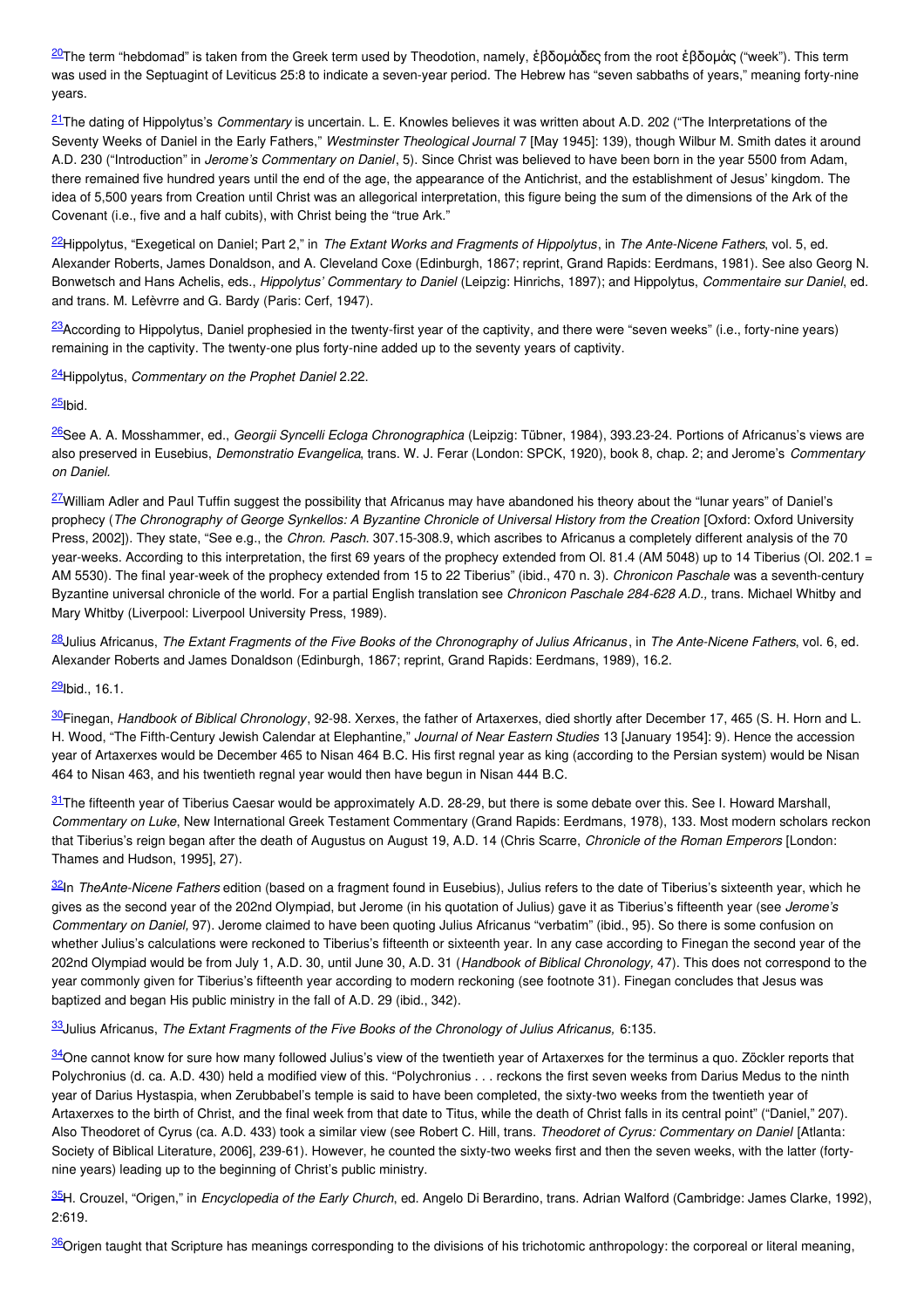[20]The term "hebdomad" is taken from the Greek term used by Theodotion, namely, ἑβδομάδες from the root ἑβδομάς ("week"). This term was used in the Septuagint of Leviticus 25:8 to indicate a seven-year period. The Hebrew has "seven sabbaths of years," meaning forty-nine years.

[21]The dating of Hippolytus's *Commentary* is uncertain. L. E. Knowles believes it was written about A.D. 202 ("The Interpretations of the Seventy Weeks of Daniel in the Early Fathers," *Westminster Theological Journal* 7 [May 1945]: 139), though Wilbur M. Smith dates it around A.D. 230 ("Introduction" in *Jerome's Commentary on Daniel*, 5). Since Christ was believed to have been born in the year 5500 from Adam, there remained five hundred years until the end of the age, the appearance of the Antichrist, and the establishment of Jesus' kingdom. The idea of 5,500 years from Creation until Christ was an allegorical interpretation, this figure being the sum of the dimensions of the Ark of the Covenant (i.e., five and a half cubits), with Christ being the "true Ark."

[22]Hippolytus, "Exegetical on Daniel; Part 2," in *The Extant Works and Fragments of Hippolytus*, in *The Ante-Nicene Fathers*, vol. 5, ed. Alexander Roberts, James Donaldson, and A. Cleveland Coxe (Edinburgh, 1867; reprint, Grand Rapids: Eerdmans, 1981). See also Georg N. Bonwetsch and Hans Achelis, eds., *Hippolytus' Commentary to Daniel* (Leipzig: Hinrichs, 1897); and Hippolytus, *Commentaire sur Daniel*, ed. and trans. M. Lefèvrre and G. Bardy (Paris: Cerf, 1947).

[23]According to Hippolytus, Daniel prophesied in the twenty-first year of the captivity, and there were "seven weeks" (i.e., forty-nine years) remaining in the captivity. The twenty-one plus forty-nine added up to the seventy years of captivity.

[24]Hippolytus, *Commentary on the Prophet Daniel* 2.22.

[25]Ibid.

[26]See A. A. Mosshammer, ed., *Georgii Syncelli Ecloga Chronographica* (Leipzig: Tübner, 1984), 393.23-24. Portions of Africanus's views are also preserved in Eusebius, *Demonstratio Evangelica*, trans. W. J. Ferar (London: SPCK, 1920), book 8, chap. 2; and Jerome's *Commentary on Daniel.*

[27]William Adler and Paul Tuffin suggest the possibility that Africanus may have abandoned his theory about the "lunar years" of Daniel's prophecy (*The Chronography of George Synkellos: A Byzantine Chronicle of Universal History from the Creation* [Oxford: Oxford University Press, 2002]). They state, "See e.g., the *Chron. Pasch.* 307.15-308.9, which ascribes to Africanus a completely different analysis of the 70 year-weeks. According to this interpretation, the first 69 years of the prophecy extended from Ol. 81.4 (AM 5048) up to 14 Tiberius (Ol. 202.1 = AM 5530). The final year-week of the prophecy extended from 15 to 22 Tiberius" (ibid., 470 n. 3). *Chronicon Paschale* was a seventh-century Byzantine universal chronicle of the world. For a partial English translation see *Chronicon Paschale 284-628 A.D.*, trans. Michael Whitby and Mary Whitby (Liverpool: Liverpool University Press, 1989).

[28]Julius Africanus, *The Extant Fragments of the Five Books of the Chronography of Julius Africanus*, in *The Ante-Nicene Fathers*, vol. 6, ed. Alexander Roberts and James Donaldson (Edinburgh, 1867; reprint, Grand Rapids: Eerdmans, 1989), 16.2.

[29]Ibid., 16.1.

[30]Finegan, *Handbook of Biblical Chronology*, 92-98. Xerxes, the father of Artaxerxes, died shortly after December 17, 465 (S. H. Horn and L. H. Wood, "The Fifth-Century Jewish Calendar at Elephantine," *Journal of Near Eastern Studies* 13 [January 1954]: 9). Hence the accession year of Artaxerxes would be December 465 to Nisan 464 B.C. His first regnal year as king (according to the Persian system) would be Nisan 464 to Nisan 463, and his twentieth regnal year would then have begun in Nisan 444 B.C.

[31]The fifteenth year of Tiberius Caesar would be approximately A.D. 28-29, but there is some debate over this. See I. Howard Marshall, *Commentary on Luke*, New International Greek Testament Commentary (Grand Rapids: Eerdmans, 1978), 133. Most modern scholars reckon that Tiberius's reign began after the death of Augustus on August 19, A.D. 14 (Chris Scarre, *Chronicle of the Roman Emperors* [London: Thames and Hudson, 1995], 27).

[32]In *TheAnte-Nicene Fathers* edition (based on a fragment found in Eusebius), Julius refers to the date of Tiberius's sixteenth year, which he gives as the second year of the 202nd Olympiad, but Jerome (in his quotation of Julius) gave it as Tiberius's fifteenth year (see *Jerome's Commentary on Daniel,* 97). Jerome claimed to have been quoting Julius Africanus "verbatim" (ibid., 95). So there is some confusion on whether Julius's calculations were reckoned to Tiberius's fifteenth or sixteenth year. In any case according to Finegan the second year of the 202nd Olympiad would be from July 1, A.D. 30, until June 30, A.D. 31 (*Handbook of Biblical Chronology,* 47). This does not correspond to the year commonly given for Tiberius's fifteenth year according to modern reckoning (see footnote 31). Finegan concludes that Jesus was baptized and began His public ministry in the fall of A.D. 29 (ibid., 342).

[33]Julius Africanus, *The Extant Fragments of the Five Books of the Chronology of Julius Africanus,* 6:135.

[34]One cannot know for sure how many followed Julius's view of the twentieth year of Artaxerxes for the terminus a quo. Zöckler reports that Polychronius (d. ca. A.D. 430) held a modified view of this. "Polychronius . . . reckons the first seven weeks from Darius Medus to the ninth year of Darius Hystaspia, when Zerubbabel's temple is said to have been completed, the sixty-two weeks from the twentieth year of Artaxerxes to the birth of Christ, and the final week from that date to Titus, while the death of Christ falls in its central point" ("Daniel," 207). Also Theodoret of Cyrus (ca. A.D. 433) took a similar view (see Robert C. Hill, trans. *Theodoret of Cyrus: Commentary on Daniel* [Atlanta: Society of Biblical Literature, 2006], 239-61). However, he counted the sixty-two weeks first and then the seven weeks, with the latter (forty-nine years) leading up to the beginning of Christ's public ministry.

[35]H. Crouzel, "Origen," in *Encyclopedia of the Early Church*, ed. Angelo Di Berardino, trans. Adrian Walford (Cambridge: James Clarke, 1992), 2:619.

[36]Origen taught that Scripture has meanings corresponding to the divisions of his trichotomic anthropology: the corporeal or literal meaning,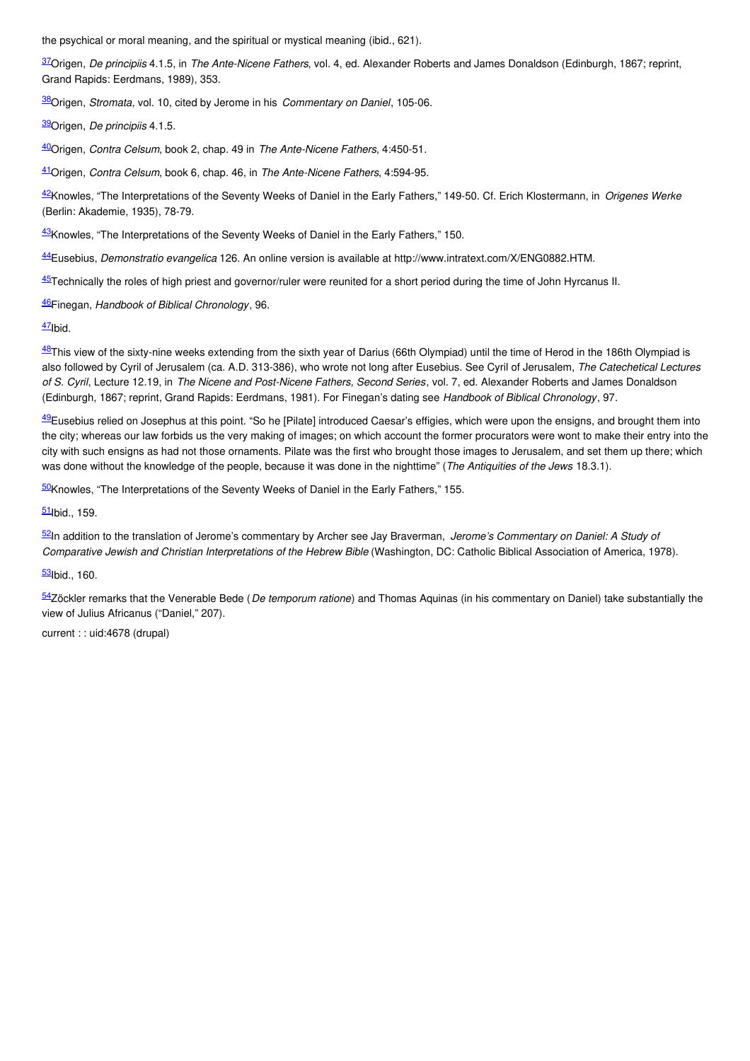the psychical or moral meaning, and the spiritual or mystical meaning (ibid., 621).

[37]Origen, *De principiis* 4.1.5, in *The Ante-Nicene Fathers*, vol. 4, ed. Alexander Roberts and James Donaldson (Edinburgh, 1867; reprint, Grand Rapids: Eerdmans, 1989), 353.

[38]Origen, *Stromata*, vol. 10, cited by Jerome in his *Commentary on Daniel*, 105-06.

[39]Origen, *De principiis* 4.1.5.

[40]Origen, *Contra Celsum*, book 2, chap. 49 in *The Ante-Nicene Fathers*, 4:450-51.

[41]Origen, *Contra Celsum*, book 6, chap. 46, in *The Ante-Nicene Fathers*, 4:594-95.

[42]Knowles, "The Interpretations of the Seventy Weeks of Daniel in the Early Fathers," 149-50. Cf. Erich Klostermann, in *Origenes Werke* (Berlin: Akademie, 1935), 78-79.

[43]Knowles, "The Interpretations of the Seventy Weeks of Daniel in the Early Fathers," 150.

[44]Eusebius, *Demonstratio evangelica* 126. An online version is available at http://www.intratext.com/X/ENG0882.HTM.

[45]Technically the roles of high priest and governor/ruler were reunited for a short period during the time of John Hyrcanus II.

[46]Finegan, *Handbook of Biblical Chronology*, 96.

[47]Ibid.

[48]This view of the sixty-nine weeks extending from the sixth year of Darius (66th Olympiad) until the time of Herod in the 186th Olympiad is also followed by Cyril of Jerusalem (ca. A.D. 313-386), who wrote not long after Eusebius. See Cyril of Jerusalem, *The Catechetical Lectures of S. Cyril*, Lecture 12.19, in *The Nicene and Post-Nicene Fathers, Second Series*, vol. 7, ed. Alexander Roberts and James Donaldson (Edinburgh, 1867; reprint, Grand Rapids: Eerdmans, 1981). For Finegan's dating see *Handbook of Biblical Chronology*, 97.

[49]Eusebius relied on Josephus at this point. "So he [Pilate] introduced Caesar's effigies, which were upon the ensigns, and brought them into the city; whereas our law forbids us the very making of images; on which account the former procurators were wont to make their entry into the city with such ensigns as had not those ornaments. Pilate was the first who brought those images to Jerusalem, and set them up there; which was done without the knowledge of the people, because it was done in the nighttime" (*The Antiquities of the Jews* 18.3.1).

[50]Knowles, "The Interpretations of the Seventy Weeks of Daniel in the Early Fathers," 155.

[51]Ibid., 159.

[52]In addition to the translation of Jerome's commentary by Archer see Jay Braverman, *Jerome's Commentary on Daniel: A Study of Comparative Jewish and Christian Interpretations of the Hebrew Bible* (Washington, DC: Catholic Biblical Association of America, 1978).

[53]Ibid., 160.

[54]Zöckler remarks that the Venerable Bede (*De temporum ratione*) and Thomas Aquinas (in his commentary on Daniel) take substantially the view of Julius Africanus ("Daniel," 207).

current : : uid:4678 (drupal)